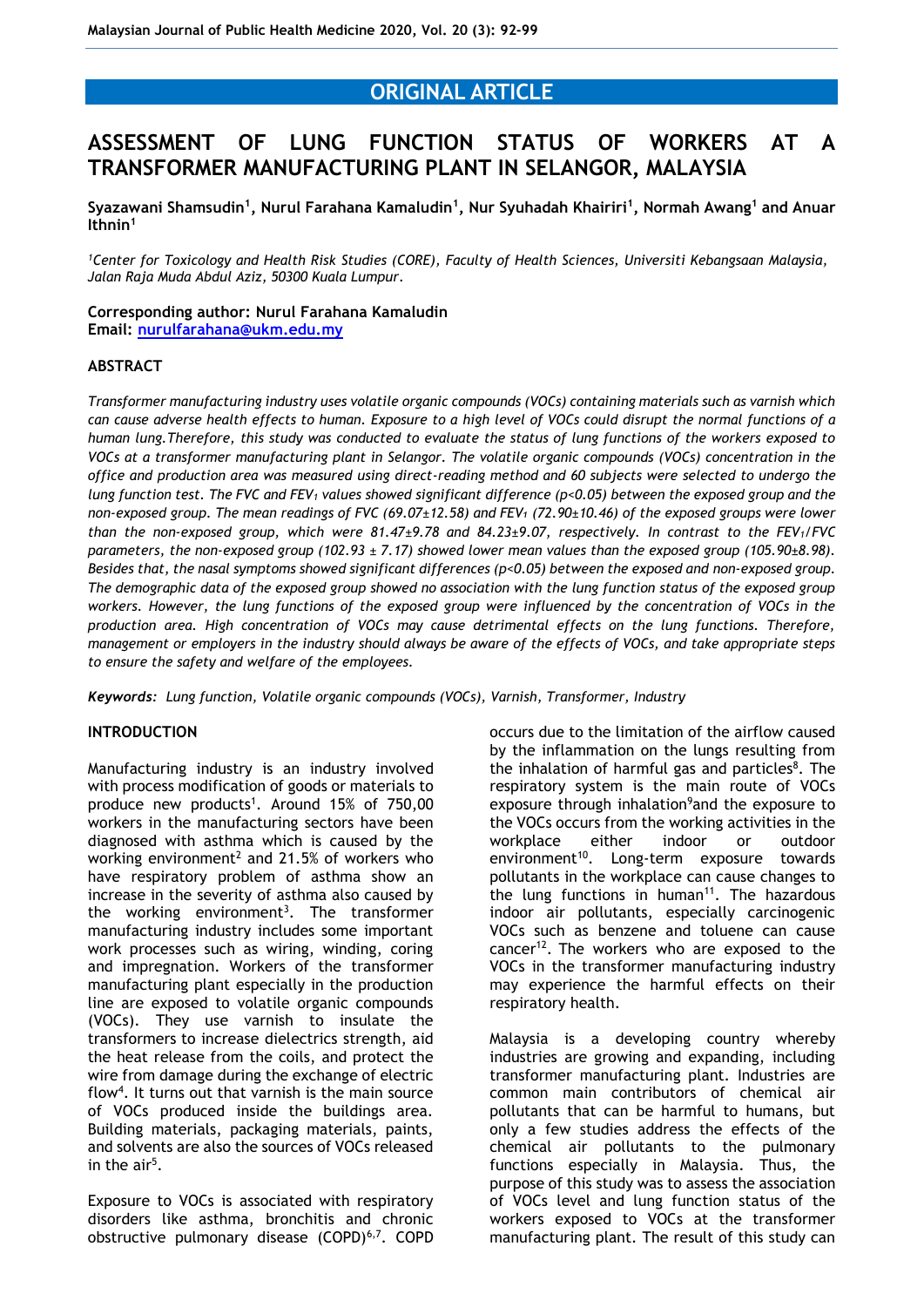ORIGINAL ARTICLE

# ASSESSMENT OF LUNG FUNCTION STATUS OF WORKERS AT A TRANSFORMER MANUFACTURING PLANT IN SELANGOR, MALAYSIA

**Syazawani Shamsudin[1], Nurul Farahana Kamaludin[1], Nur Syuhadah Khairiri[1], Normah Awang[1] and Anuar Ithnin[1]**

*[1]Center for Toxicology and Health Risk Studies (CORE), Faculty of Health Sciences, Universiti Kebangsaan Malaysia, Jalan Raja Muda Abdul Aziz, 50300 Kuala Lumpur.*

**Corresponding author: Nurul Farahana Kamaludin**
**Email: nurulfarahana@ukm.edu.my**

## ABSTRACT

*Transformer manufacturing industry uses volatile organic compounds (VOCs) containing materials such as varnish which can cause adverse health effects to human. Exposure to a high level of VOCs could disrupt the normal functions of a human lung.Therefore, this study was conducted to evaluate the status of lung functions of the workers exposed to VOCs at a transformer manufacturing plant in Selangor. The volatile organic compounds (VOCs) concentration in the office and production area was measured using direct-reading method and 60 subjects were selected to undergo the lung function test. The FVC and $FEV_1$ values showed significant difference ($p<0.05$) between the exposed group and the non-exposed group. The mean readings of FVC (69.07±12.58) and $FEV_1$ (72.90±10.46) of the exposed groups were lower than the non-exposed group, which were 81.47±9.78 and 84.23±9.07, respectively. In contrast to the $FEV_1$/FVC parameters, the non-exposed group (102.93 ± 7.17) showed lower mean values than the exposed group (105.90±8.98). Besides that, the nasal symptoms showed significant differences ($p<0.05$) between the exposed and non-exposed group. The demographic data of the exposed group showed no association with the lung function status of the exposed group workers. However, the lung functions of the exposed group were influenced by the concentration of VOCs in the production area. High concentration of VOCs may cause detrimental effects on the lung functions. Therefore, management or employers in the industry should always be aware of the effects of VOCs, and take appropriate steps to ensure the safety and welfare of the employees.*

***Keywords:*** *Lung function, Volatile organic compounds (VOCs), Varnish, Transformer, Industry*

## INTRODUCTION

Manufacturing industry is an industry involved with process modification of goods or materials to produce new products[1]. Around 15% of 750,00 workers in the manufacturing sectors have been diagnosed with asthma which is caused by the working environment[2] and 21.5% of workers who have respiratory problem of asthma show an increase in the severity of asthma also caused by the working environment[3]. The transformer manufacturing industry includes some important work processes such as wiring, winding, coring and impregnation. Workers of the transformer manufacturing plant especially in the production line are exposed to volatile organic compounds (VOCs). They use varnish to insulate the transformers to increase dielectrics strength, aid the heat release from the coils, and protect the wire from damage during the exchange of electric flow[4]. It turns out that varnish is the main source of VOCs produced inside the buildings area. Building materials, packaging materials, paints, and solvents are also the sources of VOCs released in the air[5].

Exposure to VOCs is associated with respiratory disorders like asthma, bronchitis and chronic obstructive pulmonary disease (COPD)[6,7]. COPD occurs due to the limitation of the airflow caused by the inflammation on the lungs resulting from the inhalation of harmful gas and particles[8]. The respiratory system is the main route of VOCs exposure through inhalation[9]and the exposure to the VOCs occurs from the working activities in the workplace either indoor or outdoor environment[10]. Long-term exposure towards pollutants in the workplace can cause changes to the lung functions in human[11]. The hazardous indoor air pollutants, especially carcinogenic VOCs such as benzene and toluene can cause cancer[12]. The workers who are exposed to the VOCs in the transformer manufacturing industry may experience the harmful effects on their respiratory health.

Malaysia is a developing country whereby industries are growing and expanding, including transformer manufacturing plant. Industries are common main contributors of chemical air pollutants that can be harmful to humans, but only a few studies address the effects of the chemical air pollutants to the pulmonary functions especially in Malaysia. Thus, the purpose of this study was to assess the association of VOCs level and lung function status of the workers exposed to VOCs at the transformer manufacturing plant. The result of this study can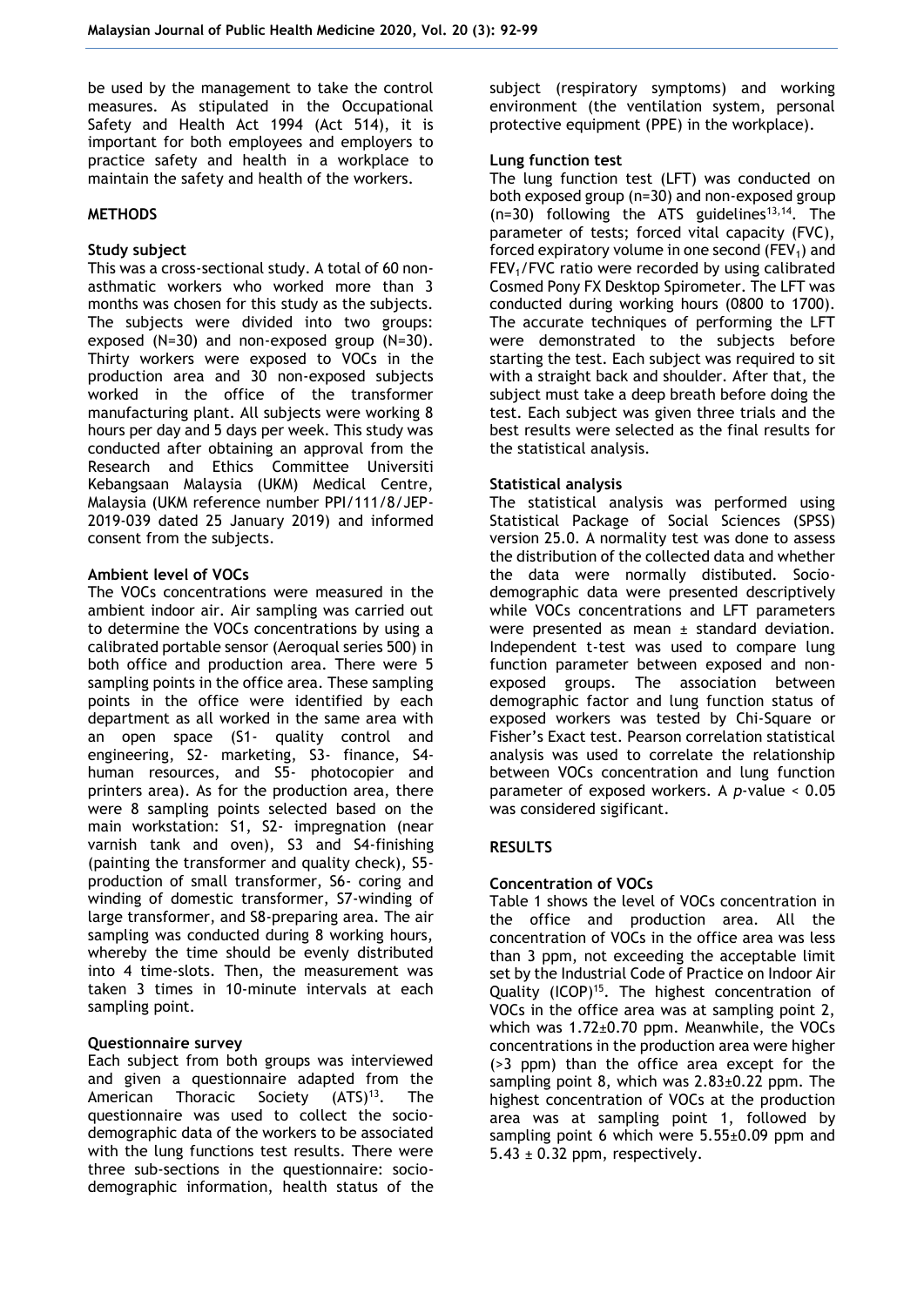be used by the management to take the control measures. As stipulated in the Occupational Safety and Health Act 1994 (Act 514), it is important for both employees and employers to practice safety and health in a workplace to maintain the safety and health of the workers.

## METHODS

### Study subject

This was a cross-sectional study. A total of 60 non-asthmatic workers who worked more than 3 months was chosen for this study as the subjects. The subjects were divided into two groups: exposed (N=30) and non-exposed group (N=30). Thirty workers were exposed to VOCs in the production area and 30 non-exposed subjects worked in the office of the transformer manufacturing plant. All subjects were working 8 hours per day and 5 days per week. This study was conducted after obtaining an approval from the Research and Ethics Committee Universiti Kebangsaan Malaysia (UKM) Medical Centre, Malaysia (UKM reference number PPI/111/8/JEP-2019-039 dated 25 January 2019) and informed consent from the subjects.

### Ambient level of VOCs

The VOCs concentrations were measured in the ambient indoor air. Air sampling was carried out to determine the VOCs concentrations by using a calibrated portable sensor (Aeroqual series 500) in both office and production area. There were 5 sampling points in the office area. These sampling points in the office were identified by each department as all worked in the same area with an open space (S1- quality control and engineering, S2- marketing, S3- finance, S4- human resources, and S5- photocopier and printers area). As for the production area, there were 8 sampling points selected based on the main workstation: S1, S2- impregnation (near varnish tank and oven), S3 and S4-finishing (painting the transformer and quality check), S5- production of small transformer, S6- coring and winding of domestic transformer, S7-winding of large transformer, and S8-preparing area. The air sampling was conducted during 8 working hours, whereby the time should be evenly distributed into 4 time-slots. Then, the measurement was taken 3 times in 10-minute intervals at each sampling point.

### Questionnaire survey

Each subject from both groups was interviewed and given a questionnaire adapted from the American Thoracic Society (ATS)[13]. The questionnaire was used to collect the socio-demographic data of the workers to be associated with the lung functions test results. There were three sub-sections in the questionnaire: socio-demographic information, health status of the subject (respiratory symptoms) and working environment (the ventilation system, personal protective equipment (PPE) in the workplace).

### Lung function test

The lung function test (LFT) was conducted on both exposed group (n=30) and non-exposed group (n=30) following the ATS guidelines[13,14]. The parameter of tests; forced vital capacity (FVC), forced expiratory volume in one second ($FEV_1$) and $FEV_1$/FVC ratio were recorded by using calibrated Cosmed Pony FX Desktop Spirometer. The LFT was conducted during working hours (0800 to 1700). The accurate techniques of performing the LFT were demonstrated to the subjects before starting the test. Each subject was required to sit with a straight back and shoulder. After that, the subject must take a deep breath before doing the test. Each subject was given three trials and the best results were selected as the final results for the statistical analysis.

### Statistical analysis

The statistical analysis was performed using Statistical Package of Social Sciences (SPSS) version 25.0. A normality test was done to assess the distribution of the collected data and whether the data were normally distibuted. Socio-demographic data were presented descriptively while VOCs concentrations and LFT parameters were presented as mean ± standard deviation. Independent t-test was used to compare lung function parameter between exposed and non-exposed groups. The association between demographic factor and lung function status of exposed workers was tested by Chi-Square or Fisher's Exact test. Pearson correlation statistical analysis was used to correlate the relationship between VOCs concentration and lung function parameter of exposed workers. A $p$-value < 0.05 was considered sigificant.

## RESULTS

### Concentration of VOCs

Table 1 shows the level of VOCs concentration in the office and production area. All the concentration of VOCs in the office area was less than 3 ppm, not exceeding the acceptable limit set by the Industrial Code of Practice on Indoor Air Quality (ICOP)[15]. The highest concentration of VOCs in the office area was at sampling point 2, which was 1.72±0.70 ppm. Meanwhile, the VOCs concentrations in the production area were higher (>3 ppm) than the office area except for the sampling point 8, which was 2.83±0.22 ppm. The highest concentration of VOCs at the production area was at sampling point 1, followed by sampling point 6 which were 5.55±0.09 ppm and 5.43 ± 0.32 ppm, respectively.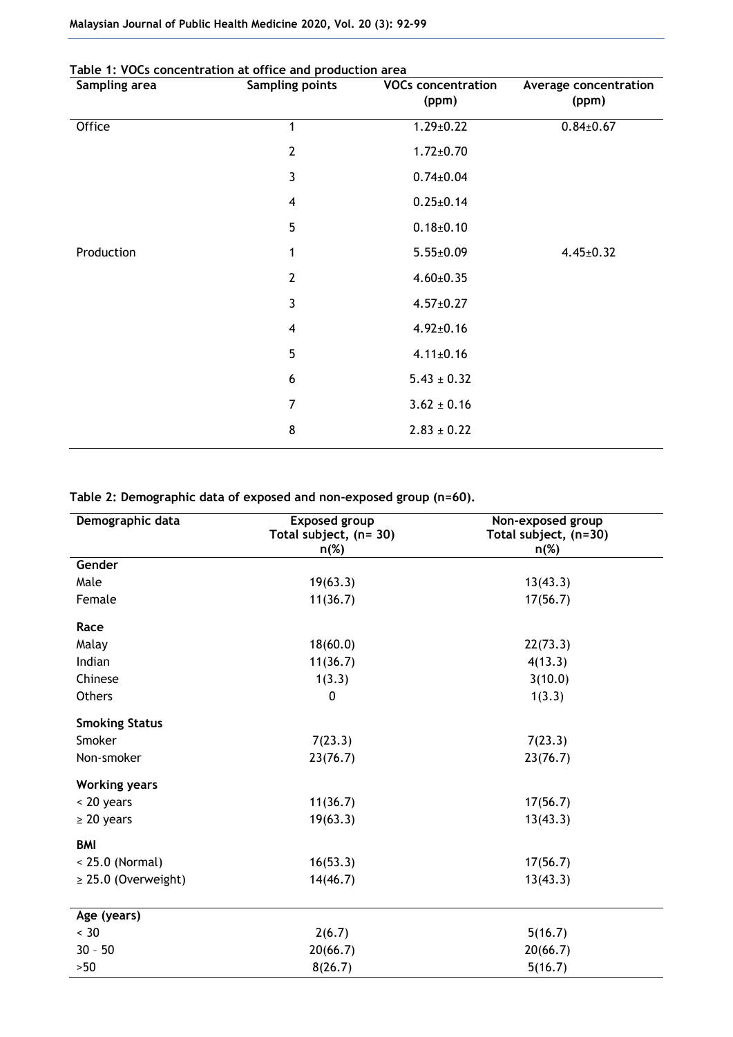**Table 1: VOCs concentration at office and production area**

| Sampling area | Sampling points | VOCs concentration (ppm) | Average concentration (ppm) |
|---|---|---|---|
| Office | 1 | 1.29±0.22 | 0.84±0.67 |
| | 2 | 1.72±0.70 | |
| | 3 | 0.74±0.04 | |
| | 4 | 0.25±0.14 | |
| | 5 | 0.18±0.10 | |
| Production | 1 | 5.55±0.09 | 4.45±0.32 |
| | 2 | 4.60±0.35 | |
| | 3 | 4.57±0.27 | |
| | 4 | 4.92±0.16 | |
| | 5 | 4.11±0.16 | |
| | 6 | 5.43 ± 0.32 | |
| | 7 | 3.62 ± 0.16 | |
| | 8 | 2.83 ± 0.22 | |

**Table 2: Demographic data of exposed and non-exposed group (n=60).**

| Demographic data | Exposed group Total subject, (n= 30) n(%) | Non-exposed group Total subject, (n=30) n(%) |
|---|---|---|
| **Gender** | | |
| Male | 19(63.3) | 13(43.3) |
| Female | 11(36.7) | 17(56.7) |
| **Race** | | |
| Malay | 18(60.0) | 22(73.3) |
| Indian | 11(36.7) | 4(13.3) |
| Chinese | 1(3.3) | 3(10.0) |
| Others | 0 | 1(3.3) |
| **Smoking Status** | | |
| Smoker | 7(23.3) | 7(23.3) |
| Non-smoker | 23(76.7) | 23(76.7) |
| **Working years** | | |
| < 20 years | 11(36.7) | 17(56.7) |
| ≥ 20 years | 19(63.3) | 13(43.3) |
| **BMI** | | |
| < 25.0 (Normal) | 16(53.3) | 17(56.7) |
| ≥ 25.0 (Overweight) | 14(46.7) | 13(43.3) |
| **Age (years)** | | |
| < 30 | 2(6.7) | 5(16.7) |
| 30 – 50 | 20(66.7) | 20(66.7) |
| >50 | 8(26.7) | 5(16.7) |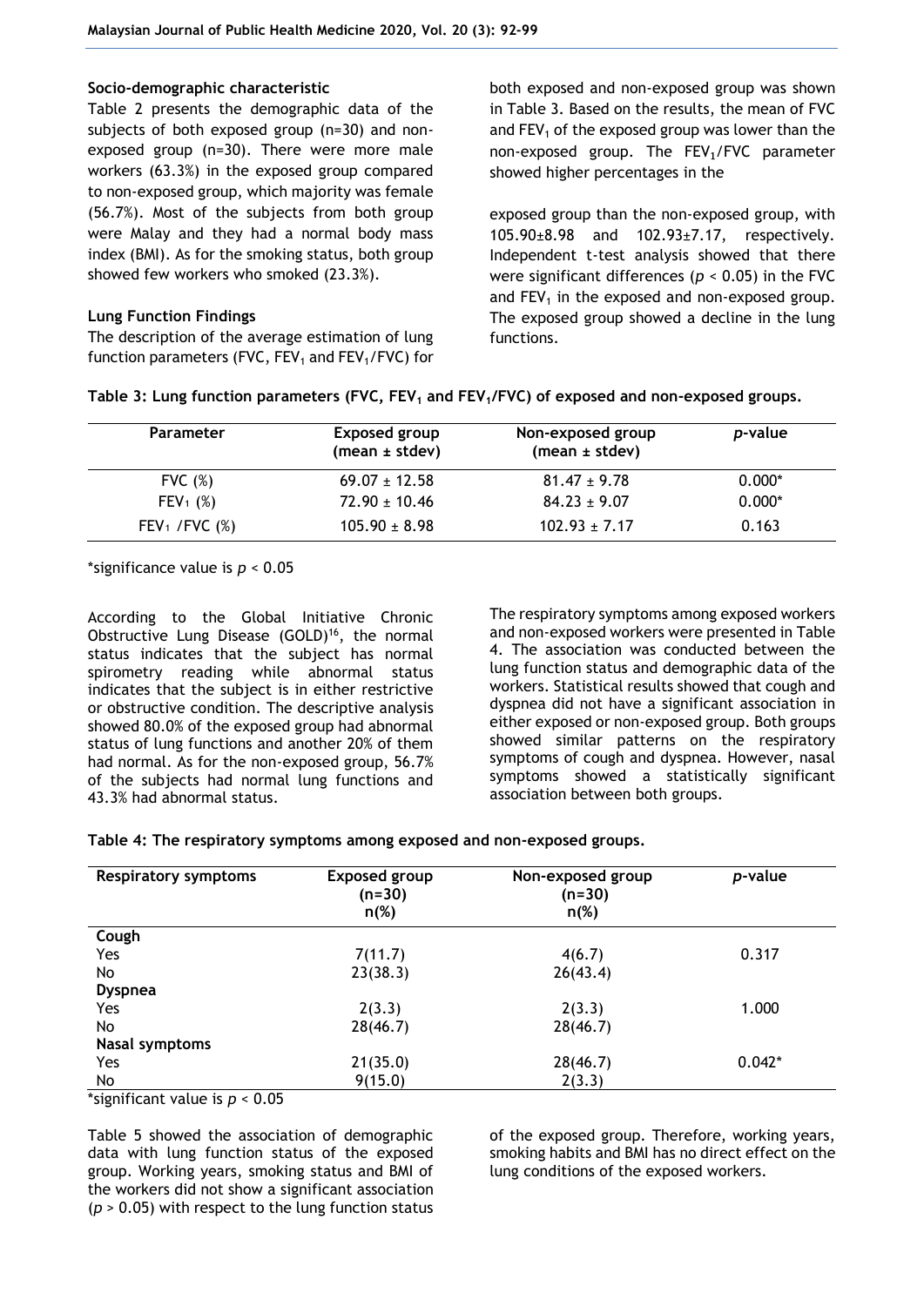**Socio-demographic characteristic**

Table 2 presents the demographic data of the subjects of both exposed group (n=30) and non-exposed group (n=30). There were more male workers (63.3%) in the exposed group compared to non-exposed group, which majority was female (56.7%). Most of the subjects from both group were Malay and they had a normal body mass index (BMI). As for the smoking status, both group showed few workers who smoked (23.3%).

**Lung Function Findings**

The description of the average estimation of lung function parameters (FVC, $FEV_1$ and $FEV_1$/FVC) for both exposed and non-exposed group was shown in Table 3. Based on the results, the mean of FVC and $FEV_1$ of the exposed group was lower than the non-exposed group. The $FEV_1$/FVC parameter showed higher percentages in the exposed group than the non-exposed group, with 105.90±8.98 and 102.93±7.17, respectively. Independent t-test analysis showed that there were significant differences ($p < 0.05$) in the FVC and $FEV_1$ in the exposed and non-exposed group. The exposed group showed a decline in the lung functions.

**Table 3: Lung function parameters (FVC, $FEV_1$ and $FEV_1$/FVC) of exposed and non-exposed groups.**

| Parameter | Exposed group (mean ± stdev) | Non-exposed group (mean ± stdev) | *p*-value |
|---|---|---|---|
| FVC (%) | 69.07 ± 12.58 | 81.47 ± 9.78 | 0.000* |
| $FEV_1$ (%) | 72.90 ± 10.46 | 84.23 ± 9.07 | 0.000* |
| $FEV_1$ /FVC (%) | 105.90 ± 8.98 | 102.93 ± 7.17 | 0.163 |

*significance value is $p < 0.05$

According to the Global Initiative Chronic Obstructive Lung Disease (GOLD)[16], the normal status indicates that the subject has normal spirometry reading while abnormal status indicates that the subject is in either restrictive or obstructive condition. The descriptive analysis showed 80.0% of the exposed group had abnormal status of lung functions and another 20% of them had normal. As for the non-exposed group, 56.7% of the subjects had normal lung functions and 43.3% had abnormal status.

The respiratory symptoms among exposed workers and non-exposed workers were presented in Table 4. The association was conducted between the lung function status and demographic data of the workers. Statistical results showed that cough and dyspnea did not have a significant association in either exposed or non-exposed group. Both groups showed similar patterns on the respiratory symptoms of cough and dyspnea. However, nasal symptoms showed a statistically significant association between both groups.

**Table 4: The respiratory symptoms among exposed and non-exposed groups.**

| Respiratory symptoms | Exposed group (n=30) n(%) | Non-exposed group (n=30) n(%) | *p*-value |
|---|---|---|---|
| **Cough** | | | |
| Yes | 7(11.7) | 4(6.7) | 0.317 |
| No | 23(38.3) | 26(43.4) | |
| **Dyspnea** | | | |
| Yes | 2(3.3) | 2(3.3) | 1.000 |
| No | 28(46.7) | 28(46.7) | |
| **Nasal symptoms** | | | |
| Yes | 21(35.0) | 28(46.7) | 0.042* |
| No | 9(15.0) | 2(3.3) | |

*significant value is $p < 0.05$

Table 5 showed the association of demographic data with lung function status of the exposed group. Working years, smoking status and BMI of the workers did not show a significant association ($p > 0.05$) with respect to the lung function status of the exposed group. Therefore, working years, smoking habits and BMI has no direct effect on the lung conditions of the exposed workers.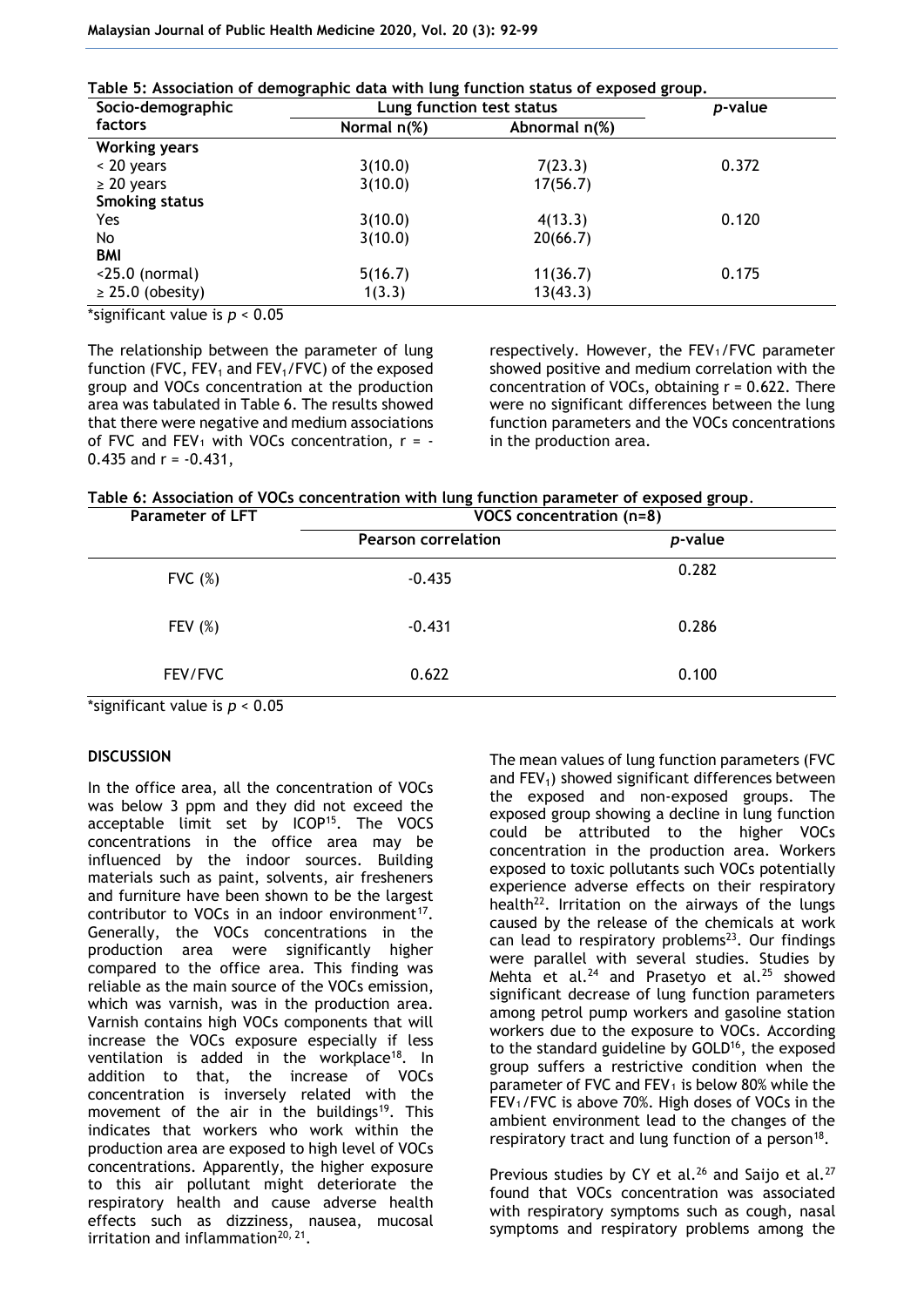**Table 5: Association of demographic data with lung function status of exposed group.**

| Socio-demographic factors | Lung function test status | | *p*-value |
|---|---|---|---|
| | Normal n(%) | Abnormal n(%) | |
| **Working years** | | | |
| < 20 years | 3(10.0) | 7(23.3) | 0.372 |
| ≥ 20 years | 3(10.0) | 17(56.7) | |
| **Smoking status** | | | |
| Yes | 3(10.0) | 4(13.3) | 0.120 |
| No | 3(10.0) | 20(66.7) | |
| **BMI** | | | |
| <25.0 (normal) | 5(16.7) | 11(36.7) | 0.175 |
| ≥ 25.0 (obesity) | 1(3.3) | 13(43.3) | |

*significant value is $p < 0.05$

The relationship between the parameter of lung function (FVC, $FEV_1$ and $FEV_1$/FVC) of the exposed group and VOCs concentration at the production area was tabulated in Table 6. The results showed that there were negative and medium associations of FVC and $FEV_1$ with VOCs concentration, r = -0.435 and r = -0.431, respectively. However, the $FEV_1$/FVC parameter showed positive and medium correlation with the concentration of VOCs, obtaining r = 0.622. There were no significant differences between the lung function parameters and the VOCs concentrations in the production area.

**Table 6: Association of VOCs concentration with lung function parameter of exposed group.**

| Parameter of LFT | VOCS concentration (n=8) | |
|---|---|---|
| | Pearson correlation | *p*-value |
| FVC (%) | -0.435 | 0.282 |
| FEV (%) | -0.431 | 0.286 |
| FEV/FVC | 0.622 | 0.100 |

*significant value is $p < 0.05$

## DISCUSSION

In the office area, all the concentration of VOCs was below 3 ppm and they did not exceed the acceptable limit set by ICOP[15]. The VOCS concentrations in the office area may be influenced by the indoor sources. Building materials such as paint, solvents, air fresheners and furniture have been shown to be the largest contributor to VOCs in an indoor environment[17]. Generally, the VOCs concentrations in the production area were significantly higher compared to the office area. This finding was reliable as the main source of the VOCs emission, which was varnish, was in the production area. Varnish contains high VOCs components that will increase the VOCs exposure especially if less ventilation is added in the workplace[18]. In addition to that, the increase of VOCs concentration is inversely related with the movement of the air in the buildings[19]. This indicates that workers who work within the production area are exposed to high level of VOCs concentrations. Apparently, the higher exposure to this air pollutant might deteriorate the respiratory health and cause adverse health effects such as dizziness, nausea, mucosal irritation and inflammation[20, 21].

The mean values of lung function parameters (FVC and $FEV_1$) showed significant differences between the exposed and non-exposed groups. The exposed group showing a decline in lung function could be attributed to the higher VOCs concentration in the production area. Workers exposed to toxic pollutants such VOCs potentially experience adverse effects on their respiratory health[22]. Irritation on the airways of the lungs caused by the release of the chemicals at work can lead to respiratory problems[23]. Our findings were parallel with several studies. Studies by Mehta et al.[24] and Prasetyo et al.[25] showed significant decrease of lung function parameters among petrol pump workers and gasoline station workers due to the exposure to VOCs. According to the standard guideline by GOLD[16], the exposed group suffers a restrictive condition when the parameter of FVC and $FEV_1$ is below 80% while the $FEV_1$/FVC is above 70%. High doses of VOCs in the ambient environment lead to the changes of the respiratory tract and lung function of a person[18].

Previous studies by CY et al.[26] and Saijo et al.[27] found that VOCs concentration was associated with respiratory symptoms such as cough, nasal symptoms and respiratory problems among the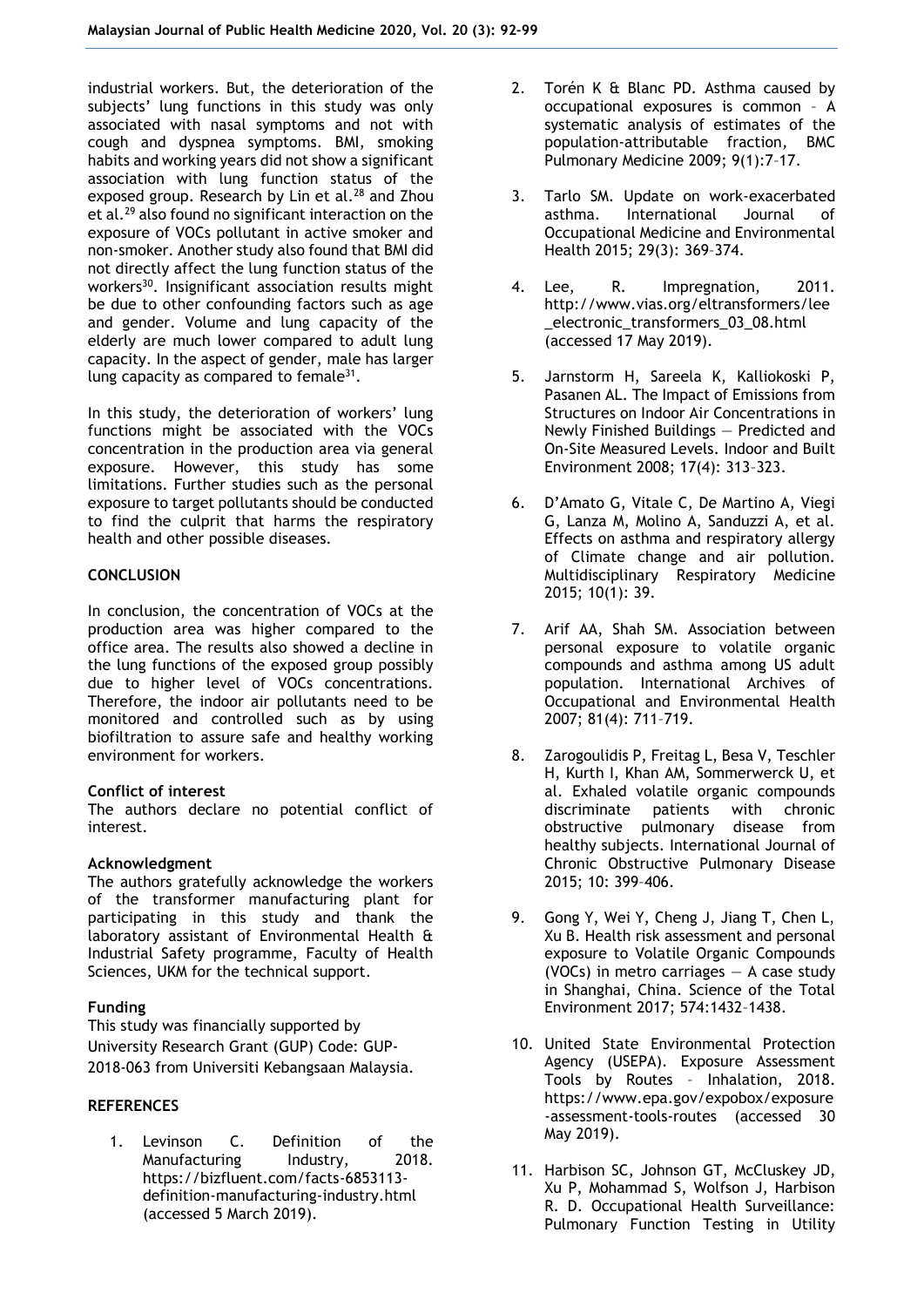industrial workers. But, the deterioration of the subjects' lung functions in this study was only associated with nasal symptoms and not with cough and dyspnea symptoms. BMI, smoking habits and working years did not show a significant association with lung function status of the exposed group. Research by Lin et al.[28] and Zhou et al.[29] also found no significant interaction on the exposure of VOCs pollutant in active smoker and non-smoker. Another study also found that BMI did not directly affect the lung function status of the workers[30]. Insignificant association results might be due to other confounding factors such as age and gender. Volume and lung capacity of the elderly are much lower compared to adult lung capacity. In the aspect of gender, male has larger lung capacity as compared to female[31].

In this study, the deterioration of workers' lung functions might be associated with the VOCs concentration in the production area via general exposure. However, this study has some limitations. Further studies such as the personal exposure to target pollutants should be conducted to find the culprit that harms the respiratory health and other possible diseases.

## CONCLUSION

In conclusion, the concentration of VOCs at the production area was higher compared to the office area. The results also showed a decline in the lung functions of the exposed group possibly due to higher level of VOCs concentrations. Therefore, the indoor air pollutants need to be monitored and controlled such as by using biofiltration to assure safe and healthy working environment for workers.

**Conflict of interest**

The authors declare no potential conflict of interest.

**Acknowledgment**

The authors gratefully acknowledge the workers of the transformer manufacturing plant for participating in this study and thank the laboratory assistant of Environmental Health & Industrial Safety programme, Faculty of Health Sciences, UKM for the technical support.

**Funding**

This study was financially supported by University Research Grant (GUP) Code: GUP-2018-063 from Universiti Kebangsaan Malaysia.

## REFERENCES

1. Levinson C. Definition of the Manufacturing Industry, 2018. https://bizfluent.com/facts-6853113-definition-manufacturing-industry.html (accessed 5 March 2019).
2. Torén K & Blanc PD. Asthma caused by occupational exposures is common – A systematic analysis of estimates of the population-attributable fraction, BMC Pulmonary Medicine 2009; 9(1):7–17.
3. Tarlo SM. Update on work-exacerbated asthma. International Journal of Occupational Medicine and Environmental Health 2015; 29(3): 369–374.
4. Lee, R. Impregnation, 2011. http://www.vias.org/eltransformers/lee_electronic_transformers_03_08.html (accessed 17 May 2019).
5. Jarnstorm H, Sareela K, Kalliokoski P, Pasanen AL. The Impact of Emissions from Structures on Indoor Air Concentrations in Newly Finished Buildings — Predicted and On-Site Measured Levels. Indoor and Built Environment 2008; 17(4): 313–323.
6. D'Amato G, Vitale C, De Martino A, Viegi G, Lanza M, Molino A, Sanduzzi A, et al. Effects on asthma and respiratory allergy of Climate change and air pollution. Multidisciplinary Respiratory Medicine 2015; 10(1): 39.
7. Arif AA, Shah SM. Association between personal exposure to volatile organic compounds and asthma among US adult population. International Archives of Occupational and Environmental Health 2007; 81(4): 711–719.
8. Zarogoulidis P, Freitag L, Besa V, Teschler H, Kurth I, Khan AM, Sommerwerck U, et al. Exhaled volatile organic compounds discriminate patients with chronic obstructive pulmonary disease from healthy subjects. International Journal of Chronic Obstructive Pulmonary Disease 2015; 10: 399–406.
9. Gong Y, Wei Y, Cheng J, Jiang T, Chen L, Xu B. Health risk assessment and personal exposure to Volatile Organic Compounds (VOCs) in metro carriages — A case study in Shanghai, China. Science of the Total Environment 2017; 574:1432–1438.
10. United State Environmental Protection Agency (USEPA). Exposure Assessment Tools by Routes – Inhalation, 2018. https://www.epa.gov/expobox/exposure-assessment-tools-routes (accessed 30 May 2019).
11. Harbison SC, Johnson GT, McCluskey JD, Xu P, Mohammad S, Wolfson J, Harbison R. D. Occupational Health Surveillance: Pulmonary Function Testing in Utility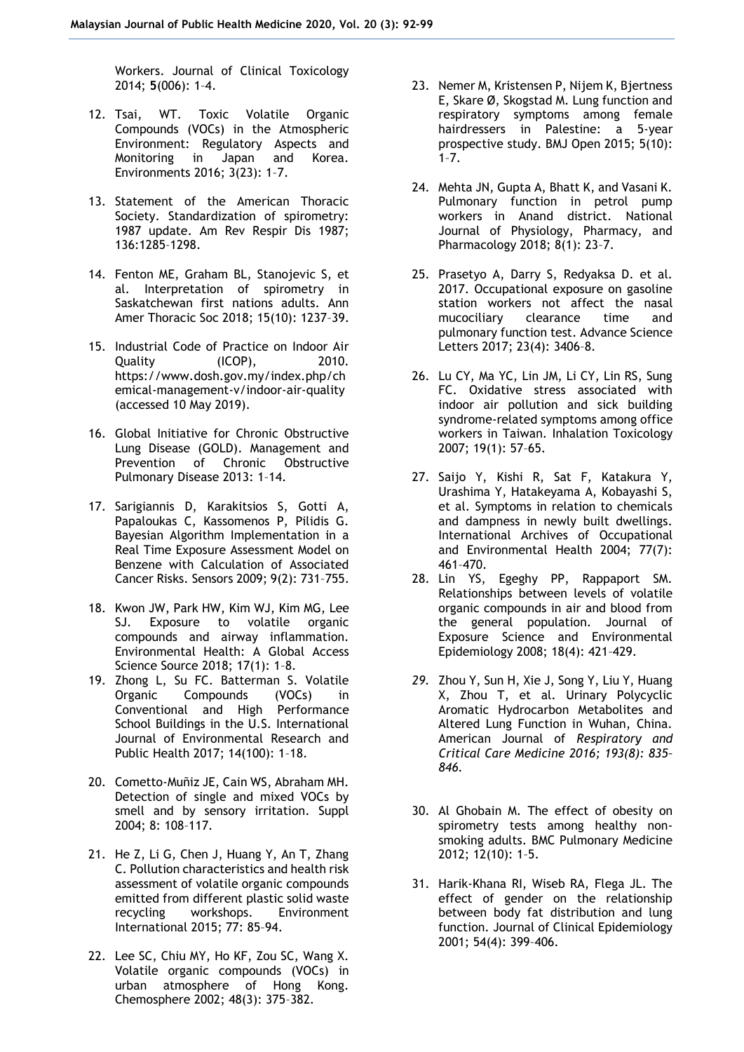Workers. Journal of Clinical Toxicology 2014; **5**(006): 1–4.

12. Tsai, WT. Toxic Volatile Organic Compounds (VOCs) in the Atmospheric Environment: Regulatory Aspects and Monitoring in Japan and Korea. Environments 2016; 3(23): 1–7.

13. Statement of the American Thoracic Society. Standardization of spirometry: 1987 update. Am Rev Respir Dis 1987; 136:1285–1298.

14. Fenton ME, Graham BL, Stanojevic S, et al. Interpretation of spirometry in Saskatchewan first nations adults. Ann Amer Thoracic Soc 2018; 15(10): 1237–39.

15. Industrial Code of Practice on Indoor Air Quality (ICOP), 2010. https://www.dosh.gov.my/index.php/chemical-management-v/indoor-air-quality (accessed 10 May 2019).

16. Global Initiative for Chronic Obstructive Lung Disease (GOLD). Management and Prevention of Chronic Obstructive Pulmonary Disease 2013: 1–14.

17. Sarigiannis D, Karakitsios S, Gotti A, Papaloukas C, Kassomenos P, Pilidis G. Bayesian Algorithm Implementation in a Real Time Exposure Assessment Model on Benzene with Calculation of Associated Cancer Risks. Sensors 2009; 9(2): 731–755.

18. Kwon JW, Park HW, Kim WJ, Kim MG, Lee SJ. Exposure to volatile organic compounds and airway inflammation. Environmental Health: A Global Access Science Source 2018; 17(1): 1–8.

19. Zhong L, Su FC. Batterman S. Volatile Organic Compounds (VOCs) in Conventional and High Performance School Buildings in the U.S. International Journal of Environmental Research and Public Health 2017; 14(100): 1–18.

20. Cometto-Muñiz JE, Cain WS, Abraham MH. Detection of single and mixed VOCs by smell and by sensory irritation. Suppl 2004; 8: 108–117.

21. He Z, Li G, Chen J, Huang Y, An T, Zhang C. Pollution characteristics and health risk assessment of volatile organic compounds emitted from different plastic solid waste recycling workshops. Environment International 2015; 77: 85–94.

22. Lee SC, Chiu MY, Ho KF, Zou SC, Wang X. Volatile organic compounds (VOCs) in urban atmosphere of Hong Kong. Chemosphere 2002; 48(3): 375–382.

23. Nemer M, Kristensen P, Nijem K, Bjertness E, Skare Ø, Skogstad M. Lung function and respiratory symptoms among female hairdressers in Palestine: a 5-year prospective study. BMJ Open 2015; 5(10): 1–7.

24. Mehta JN, Gupta A, Bhatt K, and Vasani K. Pulmonary function in petrol pump workers in Anand district. National Journal of Physiology, Pharmacy, and Pharmacology 2018; 8(1): 23–7.

25. Prasetyo A, Darry S, Redyaksa D. et al. 2017. Occupational exposure on gasoline station workers not affect the nasal mucociliary clearance time and pulmonary function test. Advance Science Letters 2017; 23(4): 3406–8.

26. Lu CY, Ma YC, Lin JM, Li CY, Lin RS, Sung FC. Oxidative stress associated with indoor air pollution and sick building syndrome-related symptoms among office workers in Taiwan. Inhalation Toxicology 2007; 19(1): 57–65.

27. Saijo Y, Kishi R, Sat F, Katakura Y, Urashima Y, Hatakeyama A, Kobayashi S, et al. Symptoms in relation to chemicals and dampness in newly built dwellings. International Archives of Occupational and Environmental Health 2004; 77(7): 461–470.

28. Lin YS, Egeghy PP, Rappaport SM. Relationships between levels of volatile organic compounds in air and blood from the general population. Journal of Exposure Science and Environmental Epidemiology 2008; 18(4): 421–429.

29. Zhou Y, Sun H, Xie J, Song Y, Liu Y, Huang X, Zhou T, et al. Urinary Polycyclic Aromatic Hydrocarbon Metabolites and Altered Lung Function in Wuhan, China. American Journal of *Respiratory and Critical Care Medicine 2016; 193(8): 835–846.*

30. Al Ghobain M. The effect of obesity on spirometry tests among healthy non-smoking adults. BMC Pulmonary Medicine 2012; 12(10): 1–5.

31. Harik-Khana RI, Wiseb RA, Flega JL. The effect of gender on the relationship between body fat distribution and lung function. Journal of Clinical Epidemiology 2001; 54(4): 399–406.